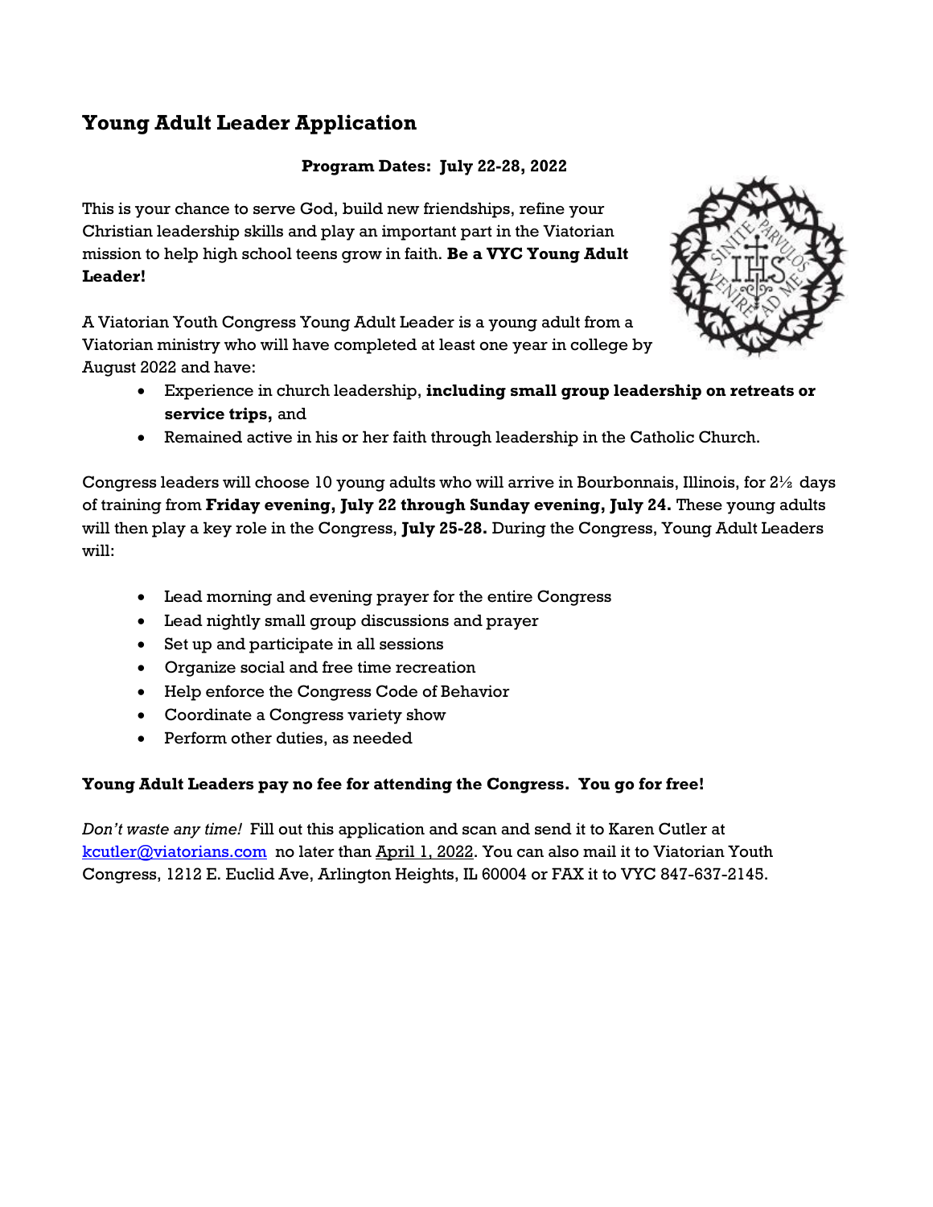# Young Adult Leader Application

**Program Dates: July 22-28, 2022**

This is your chance to serve God, build new friendships, refine your Christian leadership skills and play an important part in the Viatorian mission to help high school teens grow in faith. **Be a VYC Young Adult Leader!**

A Viatorian Youth Congress Young Adult Leader is a young adult from a Viatorian ministry who will have completed at least one year in college by August 2022 and have:

- Experience in church leadership, **including small group leadership on retreats or service trips,** and
- Remained active in his or her faith through leadership in the Catholic Church.

Congress leaders will choose 10 young adults who will arrive in Bourbonnais, Illinois, for 2½ days of training from **Friday evening, July 22 through Sunday evening, July 24.** These young adults will then play a key role in the Congress, **July 25-28.** During the Congress, Young Adult Leaders will:

- Lead morning and evening prayer for the entire Congress
- Lead nightly small group discussions and prayer
- Set up and participate in all sessions
- Organize social and free time recreation
- Help enforce the Congress Code of Behavior
- Coordinate a Congress variety show
- Perform other duties, as needed

**Young Adult Leaders pay no fee for attending the Congress. You go for free!**

*Don't waste any time!* Fill out this application and scan and send it to Karen Cutler at kcutler@viatorians.com no later than April 1, 2022. You can also mail it to Viatorian Youth Congress, 1212 E. Euclid Ave, Arlington Heights, IL 60004 or FAX it to VYC 847-637-2145.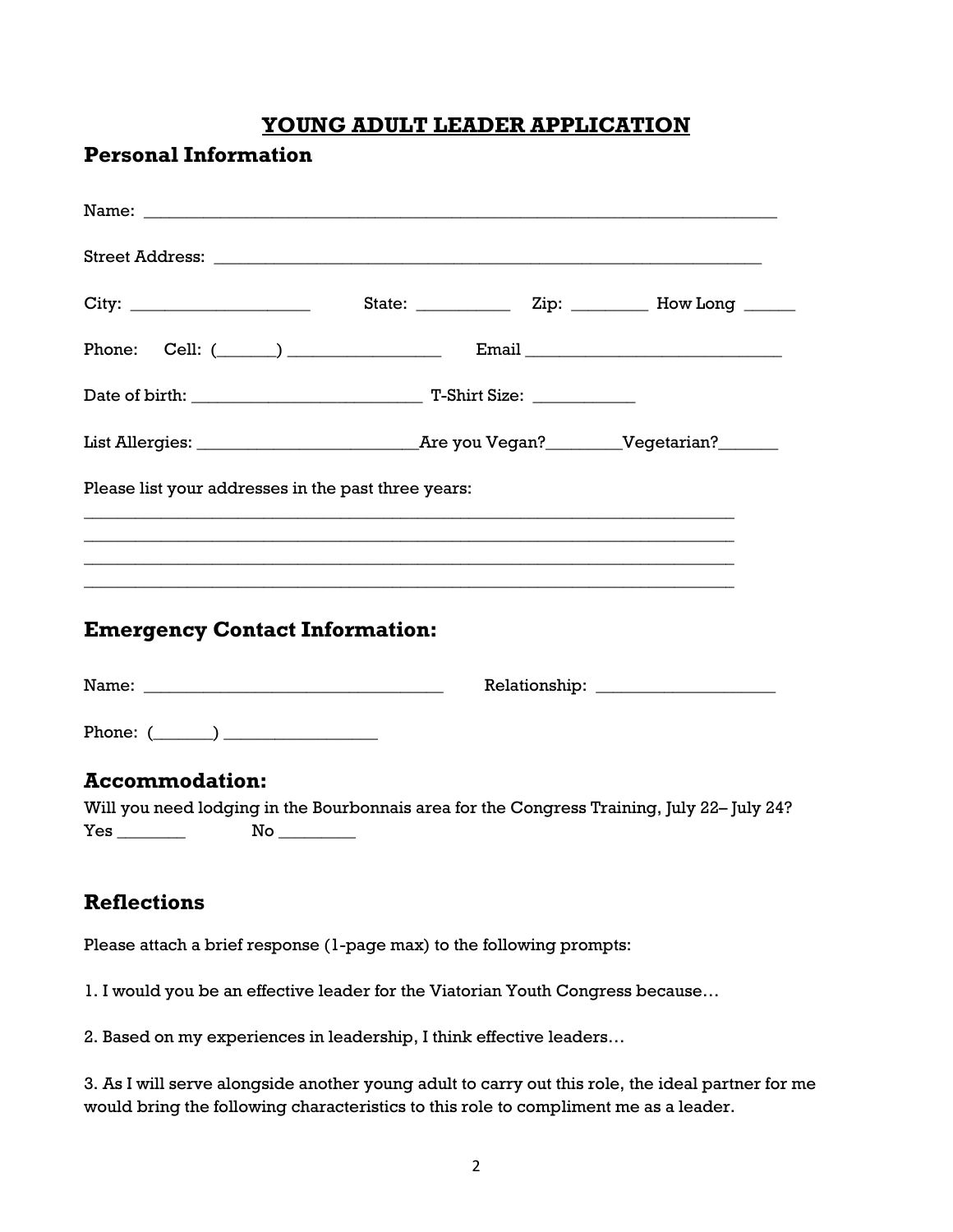# YOUNG ADULT LEADER APPLICATION

## Personal Information

Name: ____________________________________________________________________________

Street Address: __________________________________________________________________

City: ____________________ State: ___________ Zip: _________ How Long ______

Phone: Cell: (_______) _________________ Email _____________________________

Date of birth: __________________________ T-Shirt Size: ___________

List Allergies: ________________________Are you Vegan?________Vegetarian?_______

Please list your addresses in the past three years:

_____________________________________________________________________________

_____________________________________________________________________________

_____________________________________________________________________________

_____________________________________________________________________________

## Emergency Contact Information:

Name: ___________________________________ Relationship: ____________________

Phone: (_______) _________________

## Accommodation:

Will you need lodging in the Bourbonnais area for the Congress Training, July 22– July 24?

Yes ________ No _________

## Reflections

Please attach a brief response (1-page max) to the following prompts:

1. I would you be an effective leader for the Viatorian Youth Congress because…

2. Based on my experiences in leadership, I think effective leaders…

3. As I will serve alongside another young adult to carry out this role, the ideal partner for me would bring the following characteristics to this role to compliment me as a leader.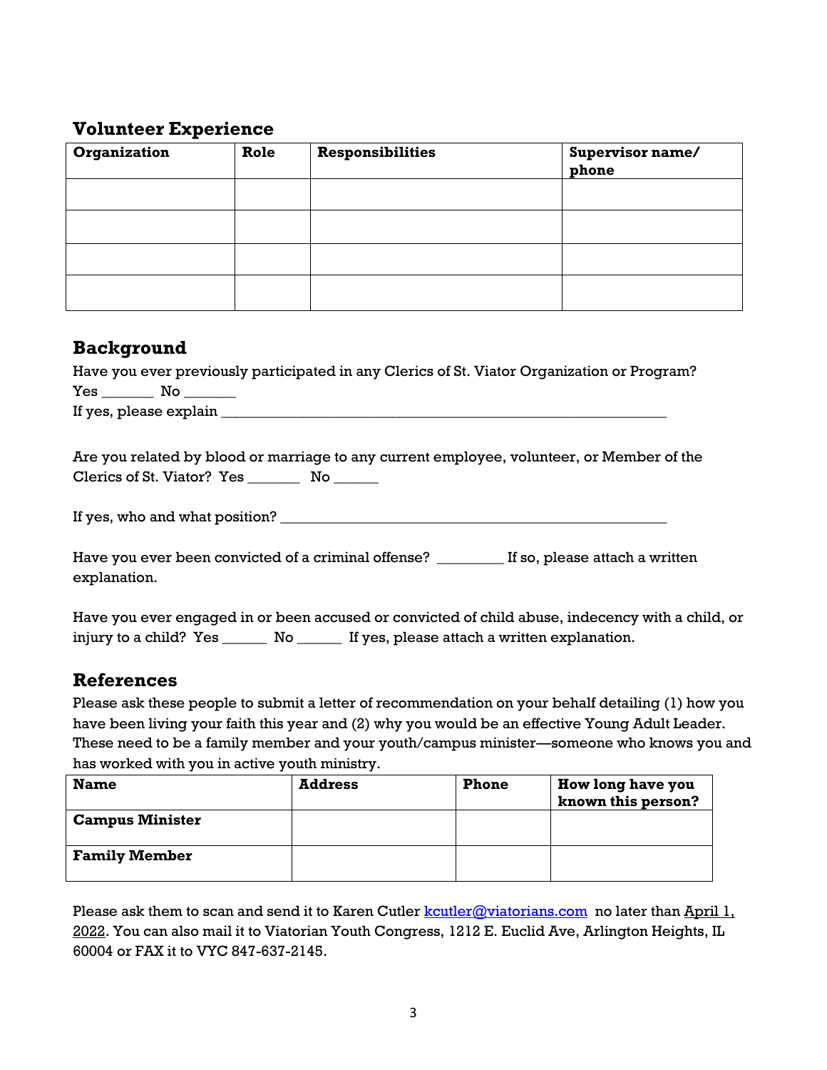## Volunteer Experience

| Organization | Role | Responsibilities | Supervisor name/ phone |
|---|---|---|---|
| | | | |
| | | | |
| | | | |
| | | | |

## Background

Have you ever previously participated in any Clerics of St. Viator Organization or Program?
Yes _______ No _______
If yes, please explain ____________________________________________________________

Are you related by blood or marriage to any current employee, volunteer, or Member of the Clerics of St. Viator? Yes _______ No ______

If yes, who and what position? ____________________________________________________

Have you ever been convicted of a criminal offense? _________ If so, please attach a written explanation.

Have you ever engaged in or been accused or convicted of child abuse, indecency with a child, or injury to a child? Yes ______ No ______ If yes, please attach a written explanation.

## References

Please ask these people to submit a letter of recommendation on your behalf detailing (1) how you have been living your faith this year and (2) why you would be an effective Young Adult Leader. These need to be a family member and your youth/campus minister—someone who knows you and has worked with you in active youth ministry.

| Name | Address | Phone | How long have you known this person? |
|---|---|---|---|
| **Campus Minister** | | | |
| **Family Member** | | | |

Please ask them to scan and send it to Karen Cutler kcutler@viatorians.com no later than April 1, 2022. You can also mail it to Viatorian Youth Congress, 1212 E. Euclid Ave, Arlington Heights, IL 60004 or FAX it to VYC 847-637-2145.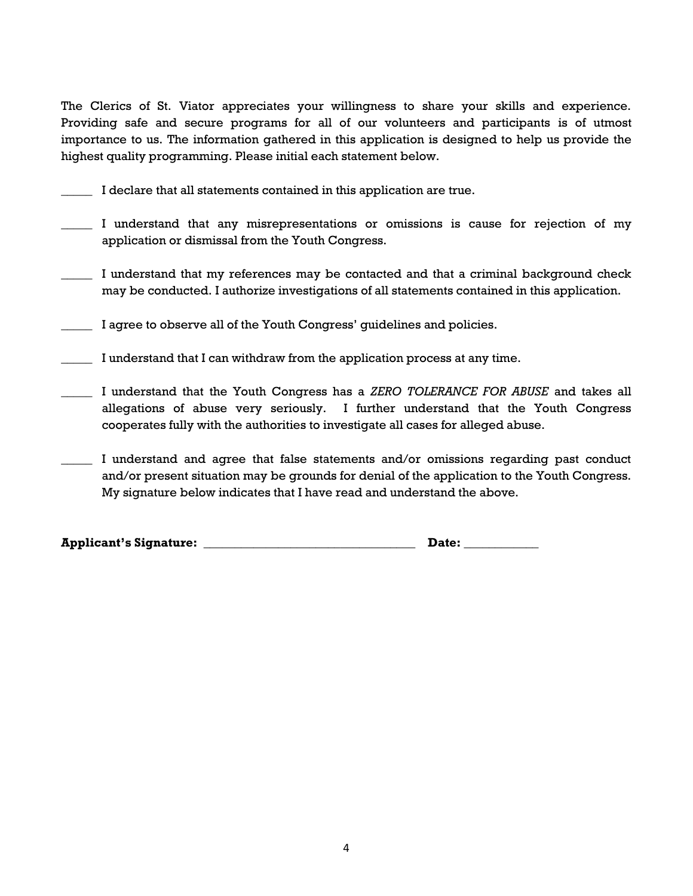The Clerics of St. Viator appreciates your willingness to share your skills and experience. Providing safe and secure programs for all of our volunteers and participants is of utmost importance to us. The information gathered in this application is designed to help us provide the highest quality programming. Please initial each statement below.

_____ I declare that all statements contained in this application are true.

_____ I understand that any misrepresentations or omissions is cause for rejection of my application or dismissal from the Youth Congress.

_____ I understand that my references may be contacted and that a criminal background check may be conducted. I authorize investigations of all statements contained in this application.

_____ I agree to observe all of the Youth Congress' guidelines and policies.

_____ I understand that I can withdraw from the application process at any time.

_____ I understand that the Youth Congress has a *ZERO TOLERANCE FOR ABUSE* and takes all allegations of abuse very seriously. I further understand that the Youth Congress cooperates fully with the authorities to investigate all cases for alleged abuse.

_____ I understand and agree that false statements and/or omissions regarding past conduct and/or present situation may be grounds for denial of the application to the Youth Congress. My signature below indicates that I have read and understand the above.

**Applicant's Signature:** _________________________________ **Date:** ___________